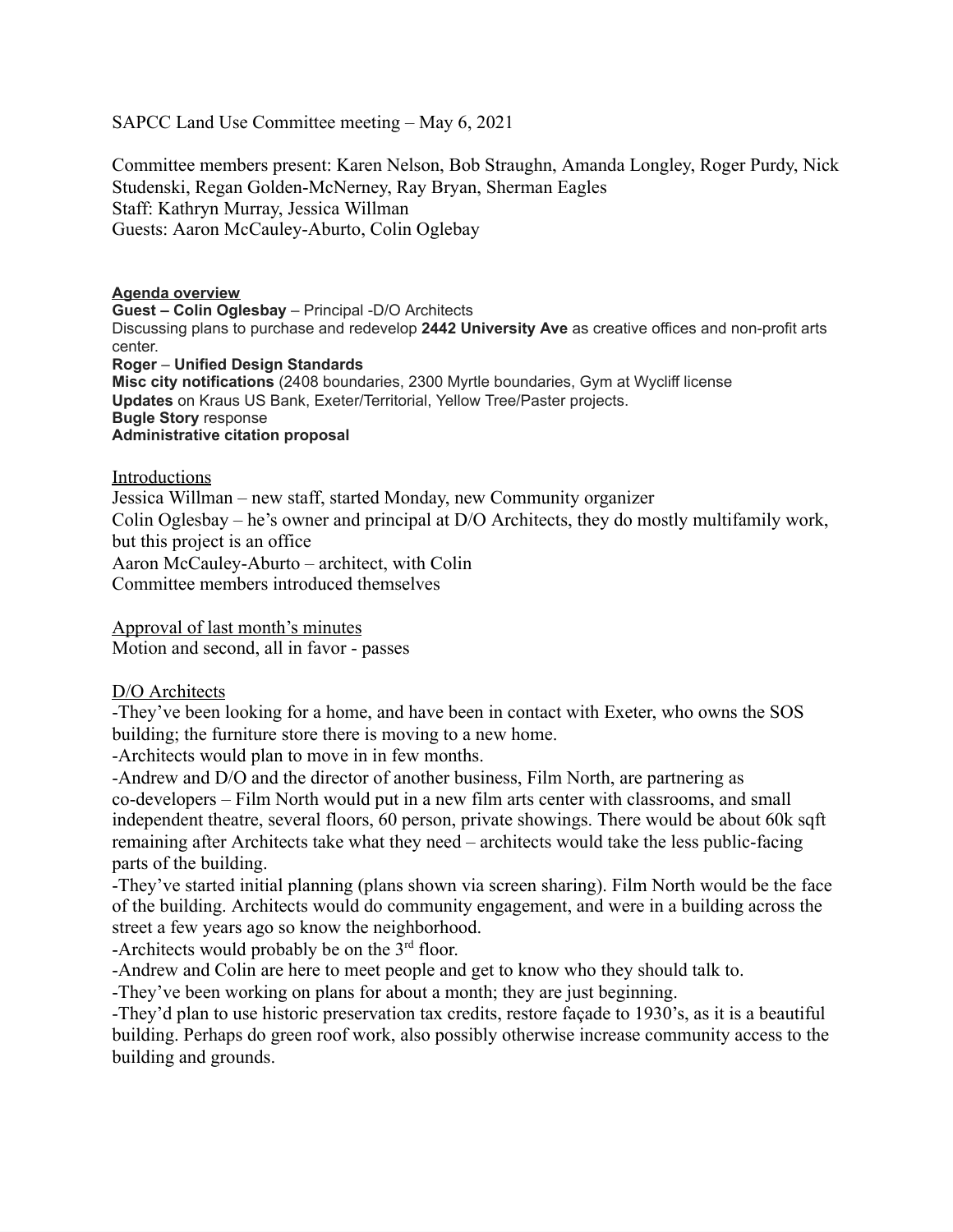SAPCC Land Use Committee meeting – May 6, 2021

Committee members present: Karen Nelson, Bob Straughn, Amanda Longley, Roger Purdy, Nick Studenski, Regan Golden-McNerney, Ray Bryan, Sherman Eagles
Staff: Kathryn Murray, Jessica Willman
Guests: Aaron McCauley-Aburto, Colin Oglebay

**Agenda overview**
**Guest – Colin Oglesbay** – Principal -D/O Architects
Discussing plans to purchase and redevelop **2442 University Ave** as creative offices and non-profit arts center.
**Roger** – **Unified Design Standards**
**Misc city notifications** (2408 boundaries, 2300 Myrtle boundaries, Gym at Wycliff license
**Updates** on Kraus US Bank, Exeter/Territorial, Yellow Tree/Paster projects.
**Bugle Story** response
**Administrative citation proposal**

Introductions
Jessica Willman – new staff, started Monday, new Community organizer
Colin Oglesbay – he's owner and principal at D/O Architects, they do mostly multifamily work, but this project is an office
Aaron McCauley-Aburto – architect, with Colin
Committee members introduced themselves

Approval of last month's minutes
Motion and second, all in favor - passes

D/O Architects
-They've been looking for a home, and have been in contact with Exeter, who owns the SOS building; the furniture store there is moving to a new home.
-Architects would plan to move in in few months.
-Andrew and D/O and the director of another business, Film North, are partnering as co-developers – Film North would put in a new film arts center with classrooms, and small independent theatre, several floors, 60 person, private showings. There would be about 60k sqft remaining after Architects take what they need – architects would take the less public-facing parts of the building.
-They've started initial planning (plans shown via screen sharing). Film North would be the face of the building. Architects would do community engagement, and were in a building across the street a few years ago so know the neighborhood.
-Architects would probably be on the 3rd floor.
-Andrew and Colin are here to meet people and get to know who they should talk to.
-They've been working on plans for about a month; they are just beginning.
-They'd plan to use historic preservation tax credits, restore façade to 1930's, as it is a beautiful building. Perhaps do green roof work, also possibly otherwise increase community access to the building and grounds.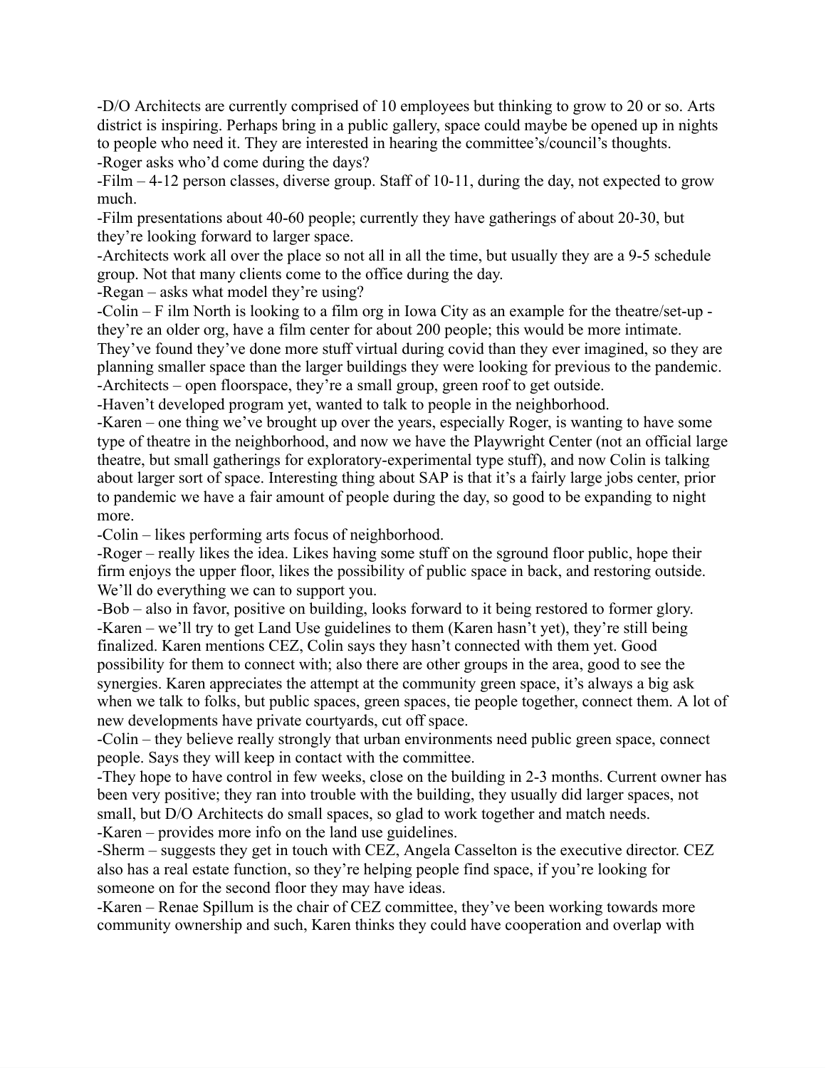-D/O Architects are currently comprised of 10 employees but thinking to grow to 20 or so. Arts district is inspiring. Perhaps bring in a public gallery, space could maybe be opened up in nights to people who need it. They are interested in hearing the committee's/council's thoughts.

-Roger asks who'd come during the days?

-Film – 4-12 person classes, diverse group. Staff of 10-11, during the day, not expected to grow much.

-Film presentations about 40-60 people; currently they have gatherings of about 20-30, but they're looking forward to larger space.

-Architects work all over the place so not all in all the time, but usually they are a 9-5 schedule group. Not that many clients come to the office during the day.

-Regan – asks what model they're using?

-Colin – F ilm North is looking to a film org in Iowa City as an example for the theatre/set-up - they're an older org, have a film center for about 200 people; this would be more intimate. They've found they've done more stuff virtual during covid than they ever imagined, so they are planning smaller space than the larger buildings they were looking for previous to the pandemic.

-Architects – open floorspace, they're a small group, green roof to get outside.

-Haven't developed program yet, wanted to talk to people in the neighborhood.

-Karen – one thing we've brought up over the years, especially Roger, is wanting to have some type of theatre in the neighborhood, and now we have the Playwright Center (not an official large theatre, but small gatherings for exploratory-experimental type stuff), and now Colin is talking about larger sort of space. Interesting thing about SAP is that it's a fairly large jobs center, prior to pandemic we have a fair amount of people during the day, so good to be expanding to night more.

-Colin – likes performing arts focus of neighborhood.

-Roger – really likes the idea. Likes having some stuff on the sground floor public, hope their firm enjoys the upper floor, likes the possibility of public space in back, and restoring outside. We'll do everything we can to support you.

-Bob – also in favor, positive on building, looks forward to it being restored to former glory.

-Karen – we'll try to get Land Use guidelines to them (Karen hasn't yet), they're still being finalized. Karen mentions CEZ, Colin says they hasn't connected with them yet. Good possibility for them to connect with; also there are other groups in the area, good to see the synergies. Karen appreciates the attempt at the community green space, it's always a big ask when we talk to folks, but public spaces, green spaces, tie people together, connect them. A lot of new developments have private courtyards, cut off space.

-Colin – they believe really strongly that urban environments need public green space, connect people. Says they will keep in contact with the committee.

-They hope to have control in few weeks, close on the building in 2-3 months. Current owner has been very positive; they ran into trouble with the building, they usually did larger spaces, not small, but D/O Architects do small spaces, so glad to work together and match needs.

-Karen – provides more info on the land use guidelines.

-Sherm – suggests they get in touch with CEZ, Angela Casselton is the executive director. CEZ also has a real estate function, so they're helping people find space, if you're looking for someone on for the second floor they may have ideas.

-Karen – Renae Spillum is the chair of CEZ committee, they've been working towards more community ownership and such, Karen thinks they could have cooperation and overlap with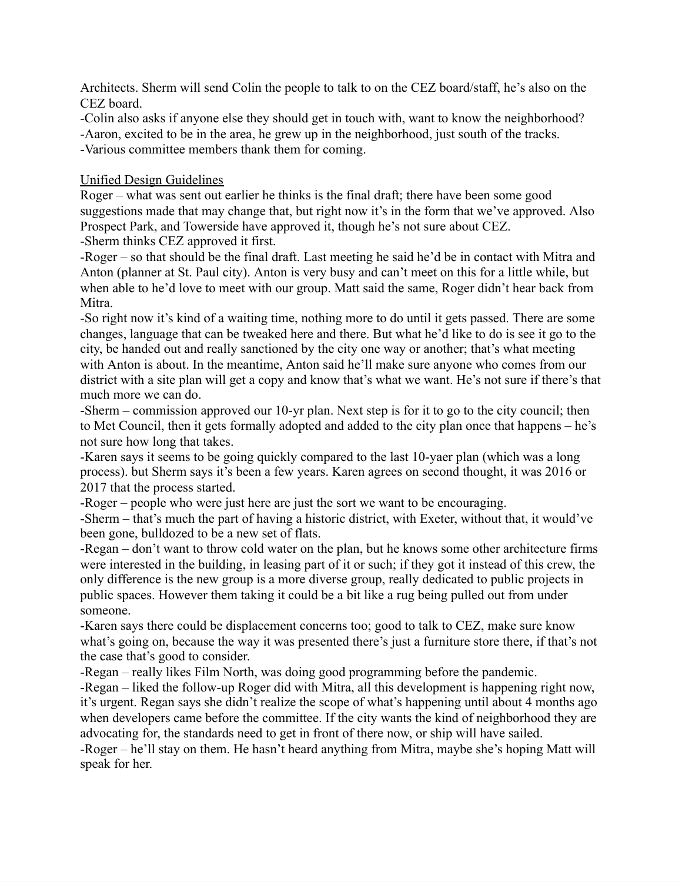Architects. Sherm will send Colin the people to talk to on the CEZ board/staff, he's also on the CEZ board.
-Colin also asks if anyone else they should get in touch with, want to know the neighborhood?
-Aaron, excited to be in the area, he grew up in the neighborhood, just south of the tracks.
-Various committee members thank them for coming.

Unified Design Guidelines

Roger – what was sent out earlier he thinks is the final draft; there have been some good suggestions made that may change that, but right now it's in the form that we've approved. Also Prospect Park, and Towerside have approved it, though he's not sure about CEZ.
-Sherm thinks CEZ approved it first.
-Roger – so that should be the final draft. Last meeting he said he'd be in contact with Mitra and Anton (planner at St. Paul city). Anton is very busy and can't meet on this for a little while, but when able to he'd love to meet with our group. Matt said the same, Roger didn't hear back from Mitra.
-So right now it's kind of a waiting time, nothing more to do until it gets passed. There are some changes, language that can be tweaked here and there. But what he'd like to do is see it go to the city, be handed out and really sanctioned by the city one way or another; that's what meeting with Anton is about. In the meantime, Anton said he'll make sure anyone who comes from our district with a site plan will get a copy and know that's what we want. He's not sure if there's that much more we can do.
-Sherm – commission approved our 10-yr plan. Next step is for it to go to the city council; then to Met Council, then it gets formally adopted and added to the city plan once that happens – he's not sure how long that takes.
-Karen says it seems to be going quickly compared to the last 10-yaer plan (which was a long process). but Sherm says it's been a few years. Karen agrees on second thought, it was 2016 or 2017 that the process started.
-Roger – people who were just here are just the sort we want to be encouraging.
-Sherm – that's much the part of having a historic district, with Exeter, without that, it would've been gone, bulldozed to be a new set of flats.
-Regan – don't want to throw cold water on the plan, but he knows some other architecture firms were interested in the building, in leasing part of it or such; if they got it instead of this crew, the only difference is the new group is a more diverse group, really dedicated to public projects in public spaces. However them taking it could be a bit like a rug being pulled out from under someone.
-Karen says there could be displacement concerns too; good to talk to CEZ, make sure know what's going on, because the way it was presented there's just a furniture store there, if that's not the case that's good to consider.
-Regan – really likes Film North, was doing good programming before the pandemic.
-Regan – liked the follow-up Roger did with Mitra, all this development is happening right now, it's urgent. Regan says she didn't realize the scope of what's happening until about 4 months ago when developers came before the committee. If the city wants the kind of neighborhood they are advocating for, the standards need to get in front of there now, or ship will have sailed.
-Roger – he'll stay on them. He hasn't heard anything from Mitra, maybe she's hoping Matt will speak for her.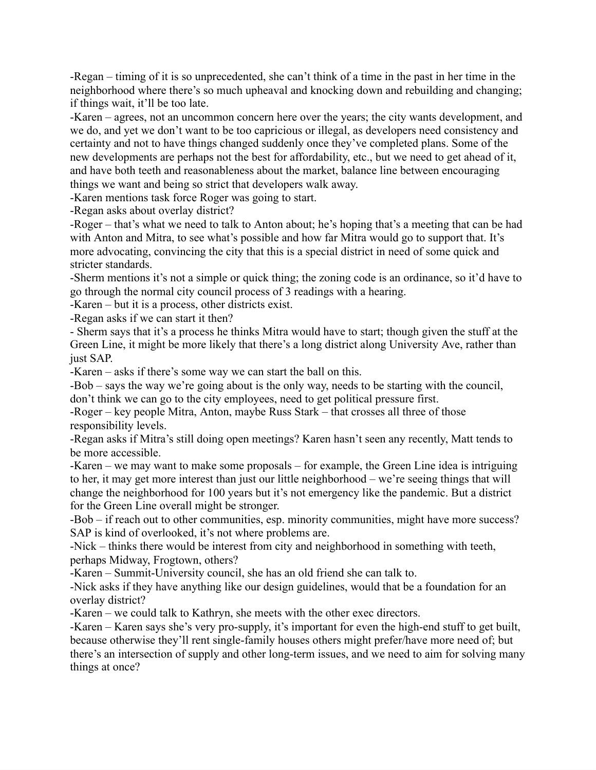-Regan – timing of it is so unprecedented, she can't think of a time in the past in her time in the neighborhood where there's so much upheaval and knocking down and rebuilding and changing; if things wait, it'll be too late.

-Karen – agrees, not an uncommon concern here over the years; the city wants development, and we do, and yet we don't want to be too capricious or illegal, as developers need consistency and certainty and not to have things changed suddenly once they've completed plans. Some of the new developments are perhaps not the best for affordability, etc., but we need to get ahead of it, and have both teeth and reasonableness about the market, balance line between encouraging things we want and being so strict that developers walk away.

-Karen mentions task force Roger was going to start.

-Regan asks about overlay district?

-Roger – that's what we need to talk to Anton about; he's hoping that's a meeting that can be had with Anton and Mitra, to see what's possible and how far Mitra would go to support that. It's more advocating, convincing the city that this is a special district in need of some quick and stricter standards.

-Sherm mentions it's not a simple or quick thing; the zoning code is an ordinance, so it'd have to go through the normal city council process of 3 readings with a hearing.

-Karen – but it is a process, other districts exist.

-Regan asks if we can start it then?

- Sherm says that it's a process he thinks Mitra would have to start; though given the stuff at the Green Line, it might be more likely that there's a long district along University Ave, rather than just SAP.

-Karen – asks if there's some way we can start the ball on this.

-Bob – says the way we're going about is the only way, needs to be starting with the council, don't think we can go to the city employees, need to get political pressure first.

-Roger – key people Mitra, Anton, maybe Russ Stark – that crosses all three of those responsibility levels.

-Regan asks if Mitra's still doing open meetings? Karen hasn't seen any recently, Matt tends to be more accessible.

-Karen – we may want to make some proposals – for example, the Green Line idea is intriguing to her, it may get more interest than just our little neighborhood – we're seeing things that will change the neighborhood for 100 years but it's not emergency like the pandemic. But a district for the Green Line overall might be stronger.

-Bob – if reach out to other communities, esp. minority communities, might have more success? SAP is kind of overlooked, it's not where problems are.

-Nick – thinks there would be interest from city and neighborhood in something with teeth, perhaps Midway, Frogtown, others?

-Karen – Summit-University council, she has an old friend she can talk to.

-Nick asks if they have anything like our design guidelines, would that be a foundation for an overlay district?

-Karen – we could talk to Kathryn, she meets with the other exec directors.

-Karen – Karen says she's very pro-supply, it's important for even the high-end stuff to get built, because otherwise they'll rent single-family houses others might prefer/have more need of; but there's an intersection of supply and other long-term issues, and we need to aim for solving many things at once?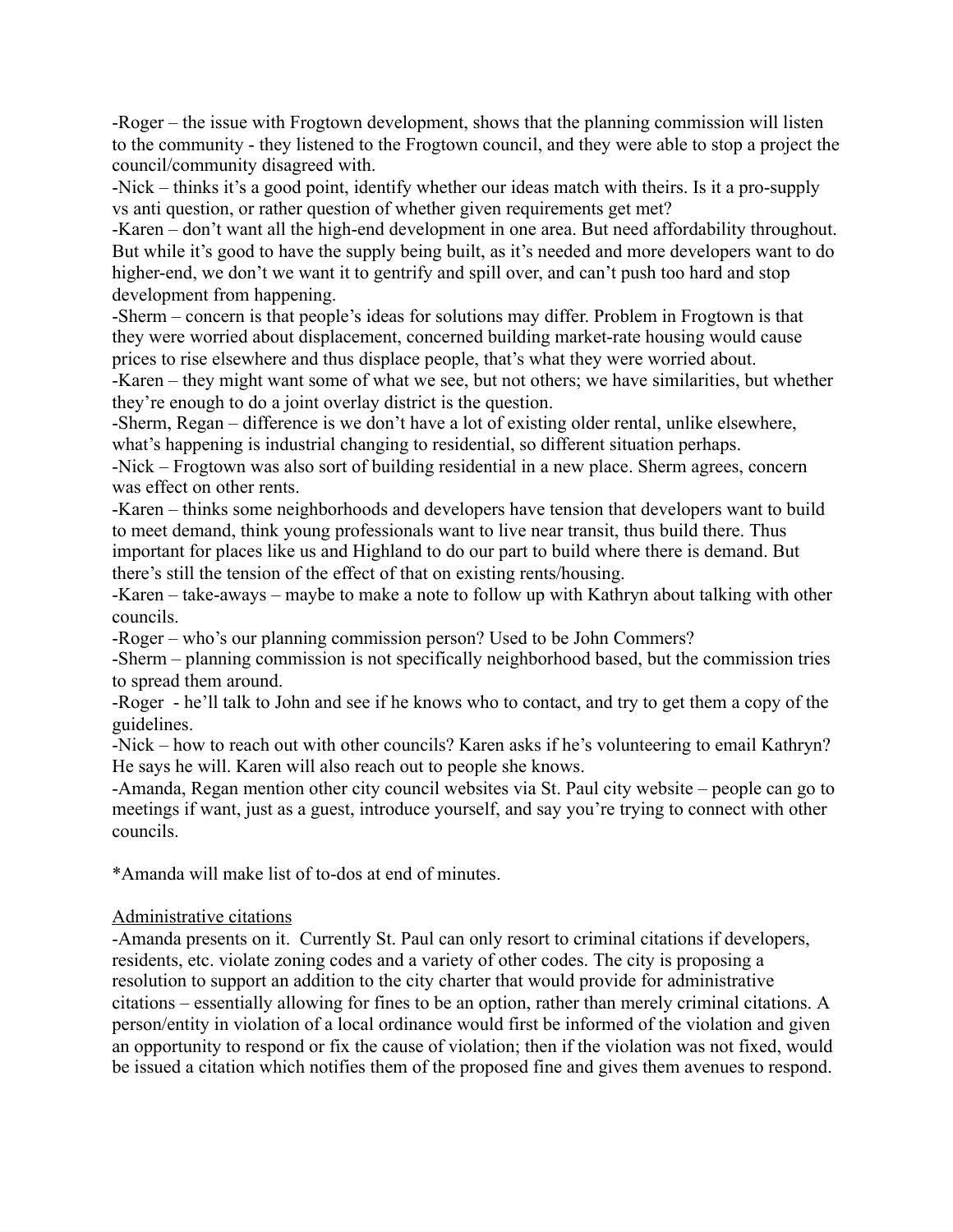-Roger – the issue with Frogtown development, shows that the planning commission will listen to the community - they listened to the Frogtown council, and they were able to stop a project the council/community disagreed with.

-Nick – thinks it's a good point, identify whether our ideas match with theirs. Is it a pro-supply vs anti question, or rather question of whether given requirements get met?

-Karen – don't want all the high-end development in one area. But need affordability throughout. But while it's good to have the supply being built, as it's needed and more developers want to do higher-end, we don't we want it to gentrify and spill over, and can't push too hard and stop development from happening.

-Sherm – concern is that people's ideas for solutions may differ. Problem in Frogtown is that they were worried about displacement, concerned building market-rate housing would cause prices to rise elsewhere and thus displace people, that's what they were worried about.

-Karen – they might want some of what we see, but not others; we have similarities, but whether they're enough to do a joint overlay district is the question.

-Sherm, Regan – difference is we don't have a lot of existing older rental, unlike elsewhere, what's happening is industrial changing to residential, so different situation perhaps.

-Nick – Frogtown was also sort of building residential in a new place. Sherm agrees, concern was effect on other rents.

-Karen – thinks some neighborhoods and developers have tension that developers want to build to meet demand, think young professionals want to live near transit, thus build there. Thus important for places like us and Highland to do our part to build where there is demand. But there's still the tension of the effect of that on existing rents/housing.

-Karen – take-aways – maybe to make a note to follow up with Kathryn about talking with other councils.

-Roger – who's our planning commission person? Used to be John Commers?

-Sherm – planning commission is not specifically neighborhood based, but the commission tries to spread them around.

-Roger - he'll talk to John and see if he knows who to contact, and try to get them a copy of the guidelines.

-Nick – how to reach out with other councils? Karen asks if he's volunteering to email Kathryn? He says he will. Karen will also reach out to people she knows.

-Amanda, Regan mention other city council websites via St. Paul city website – people can go to meetings if want, just as a guest, introduce yourself, and say you're trying to connect with other councils.

*Amanda will make list of to-dos at end of minutes.

<u>Administrative citations</u>

-Amanda presents on it. Currently St. Paul can only resort to criminal citations if developers, residents, etc. violate zoning codes and a variety of other codes. The city is proposing a resolution to support an addition to the city charter that would provide for administrative citations – essentially allowing for fines to be an option, rather than merely criminal citations. A person/entity in violation of a local ordinance would first be informed of the violation and given an opportunity to respond or fix the cause of violation; then if the violation was not fixed, would be issued a citation which notifies them of the proposed fine and gives them avenues to respond.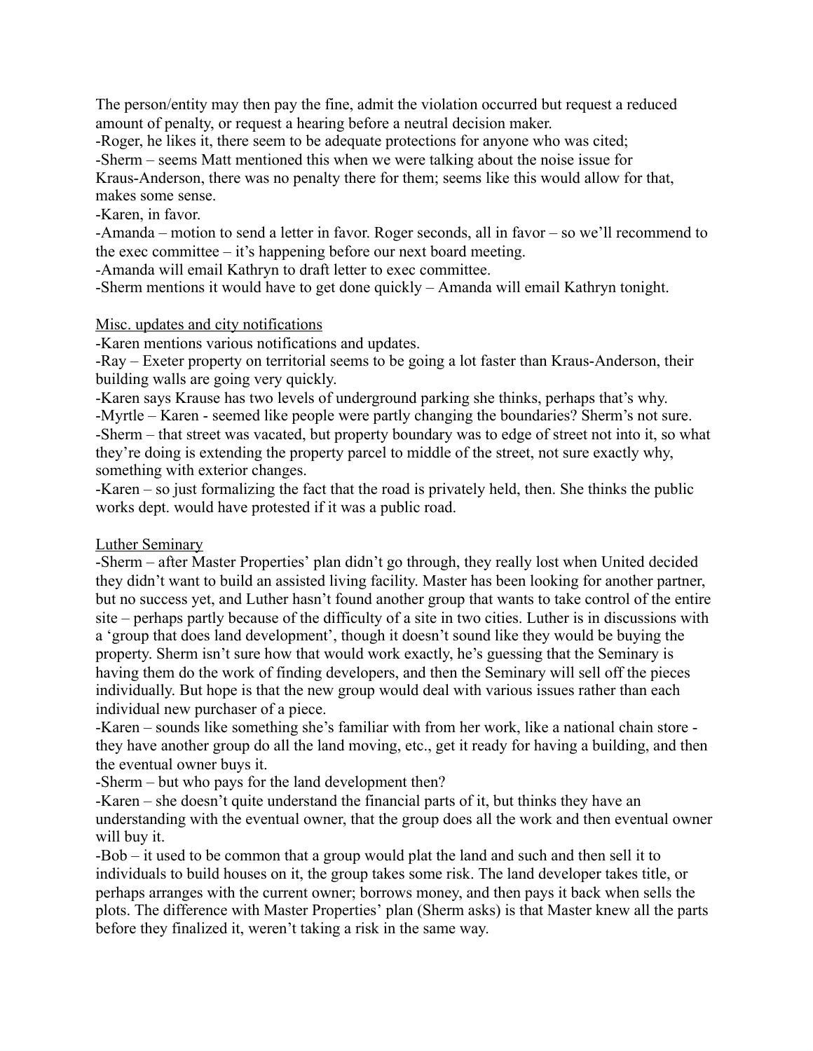The person/entity may then pay the fine, admit the violation occurred but request a reduced amount of penalty, or request a hearing before a neutral decision maker.

-Roger, he likes it, there seem to be adequate protections for anyone who was cited;

-Sherm – seems Matt mentioned this when we were talking about the noise issue for Kraus-Anderson, there was no penalty there for them; seems like this would allow for that, makes some sense.

-Karen, in favor.

-Amanda – motion to send a letter in favor. Roger seconds, all in favor – so we'll recommend to the exec committee – it's happening before our next board meeting.

-Amanda will email Kathryn to draft letter to exec committee.

-Sherm mentions it would have to get done quickly – Amanda will email Kathryn tonight.

<u>Misc. updates and city notifications</u>

-Karen mentions various notifications and updates.

-Ray – Exeter property on territorial seems to be going a lot faster than Kraus-Anderson, their building walls are going very quickly.

-Karen says Krause has two levels of underground parking she thinks, perhaps that's why.

-Myrtle – Karen - seemed like people were partly changing the boundaries? Sherm's not sure.

-Sherm – that street was vacated, but property boundary was to edge of street not into it, so what they're doing is extending the property parcel to middle of the street, not sure exactly why, something with exterior changes.

-Karen – so just formalizing the fact that the road is privately held, then. She thinks the public works dept. would have protested if it was a public road.

<u>Luther Seminary</u>

-Sherm – after Master Properties' plan didn't go through, they really lost when United decided they didn't want to build an assisted living facility. Master has been looking for another partner, but no success yet, and Luther hasn't found another group that wants to take control of the entire site – perhaps partly because of the difficulty of a site in two cities. Luther is in discussions with a 'group that does land development', though it doesn't sound like they would be buying the property. Sherm isn't sure how that would work exactly, he's guessing that the Seminary is having them do the work of finding developers, and then the Seminary will sell off the pieces individually. But hope is that the new group would deal with various issues rather than each individual new purchaser of a piece.

-Karen – sounds like something she's familiar with from her work, like a national chain store - they have another group do all the land moving, etc., get it ready for having a building, and then the eventual owner buys it.

-Sherm – but who pays for the land development then?

-Karen – she doesn't quite understand the financial parts of it, but thinks they have an understanding with the eventual owner, that the group does all the work and then eventual owner will buy it.

-Bob – it used to be common that a group would plat the land and such and then sell it to individuals to build houses on it, the group takes some risk. The land developer takes title, or perhaps arranges with the current owner; borrows money, and then pays it back when sells the plots. The difference with Master Properties' plan (Sherm asks) is that Master knew all the parts before they finalized it, weren't taking a risk in the same way.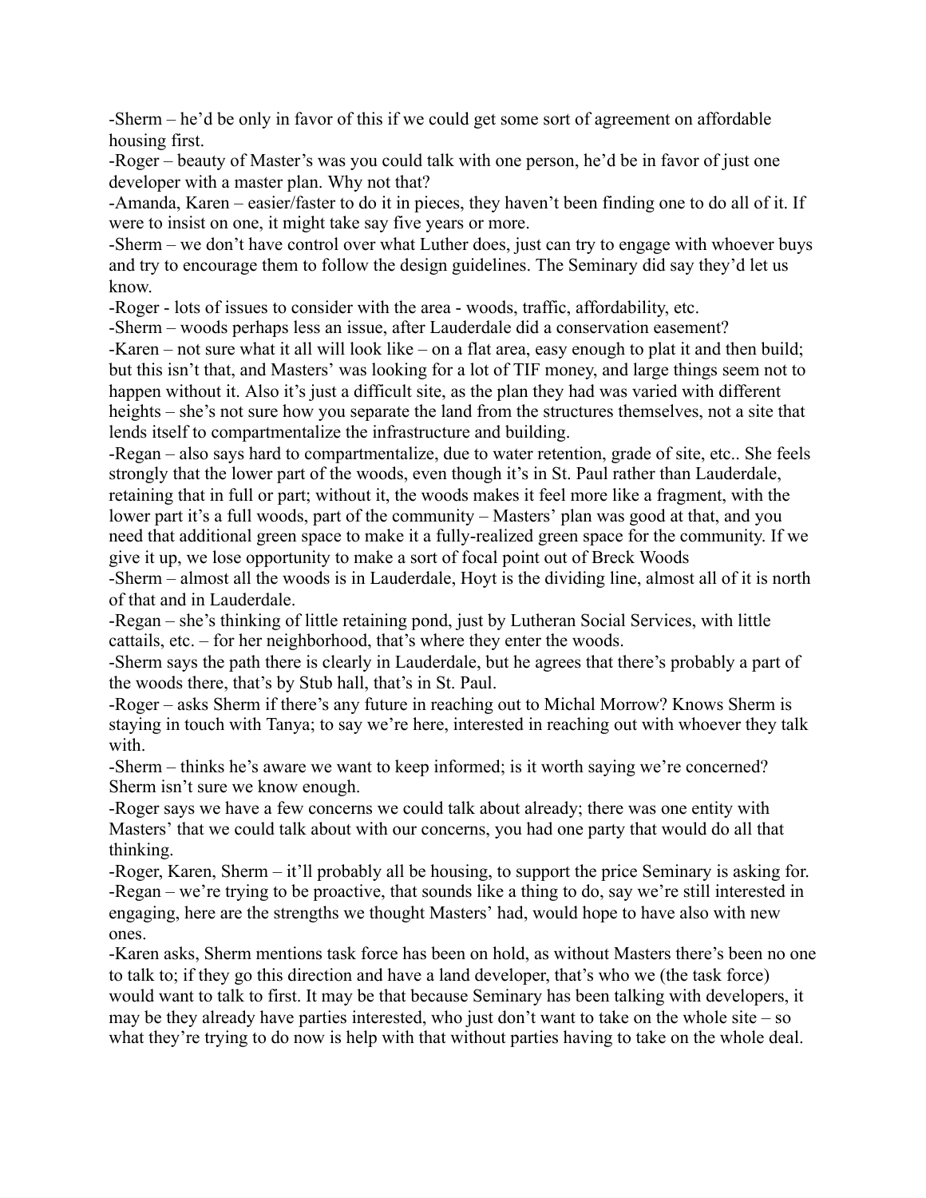-Sherm – he'd be only in favor of this if we could get some sort of agreement on affordable housing first.

-Roger – beauty of Master's was you could talk with one person, he'd be in favor of just one developer with a master plan. Why not that?

-Amanda, Karen – easier/faster to do it in pieces, they haven't been finding one to do all of it. If were to insist on one, it might take say five years or more.

-Sherm – we don't have control over what Luther does, just can try to engage with whoever buys and try to encourage them to follow the design guidelines. The Seminary did say they'd let us know.

-Roger - lots of issues to consider with the area - woods, traffic, affordability, etc.

-Sherm – woods perhaps less an issue, after Lauderdale did a conservation easement?

-Karen – not sure what it all will look like – on a flat area, easy enough to plat it and then build; but this isn't that, and Masters' was looking for a lot of TIF money, and large things seem not to happen without it. Also it's just a difficult site, as the plan they had was varied with different heights – she's not sure how you separate the land from the structures themselves, not a site that lends itself to compartmentalize the infrastructure and building.

-Regan – also says hard to compartmentalize, due to water retention, grade of site, etc.. She feels strongly that the lower part of the woods, even though it's in St. Paul rather than Lauderdale, retaining that in full or part; without it, the woods makes it feel more like a fragment, with the lower part it's a full woods, part of the community – Masters' plan was good at that, and you need that additional green space to make it a fully-realized green space for the community. If we give it up, we lose opportunity to make a sort of focal point out of Breck Woods

-Sherm – almost all the woods is in Lauderdale, Hoyt is the dividing line, almost all of it is north of that and in Lauderdale.

-Regan – she's thinking of little retaining pond, just by Lutheran Social Services, with little cattails, etc. – for her neighborhood, that's where they enter the woods.

-Sherm says the path there is clearly in Lauderdale, but he agrees that there's probably a part of the woods there, that's by Stub hall, that's in St. Paul.

-Roger – asks Sherm if there's any future in reaching out to Michal Morrow? Knows Sherm is staying in touch with Tanya; to say we're here, interested in reaching out with whoever they talk with.

-Sherm – thinks he's aware we want to keep informed; is it worth saying we're concerned? Sherm isn't sure we know enough.

-Roger says we have a few concerns we could talk about already; there was one entity with Masters' that we could talk about with our concerns, you had one party that would do all that thinking.

-Roger, Karen, Sherm – it'll probably all be housing, to support the price Seminary is asking for.

-Regan – we're trying to be proactive, that sounds like a thing to do, say we're still interested in engaging, here are the strengths we thought Masters' had, would hope to have also with new ones.

-Karen asks, Sherm mentions task force has been on hold, as without Masters there's been no one to talk to; if they go this direction and have a land developer, that's who we (the task force) would want to talk to first. It may be that because Seminary has been talking with developers, it may be they already have parties interested, who just don't want to take on the whole site – so what they're trying to do now is help with that without parties having to take on the whole deal.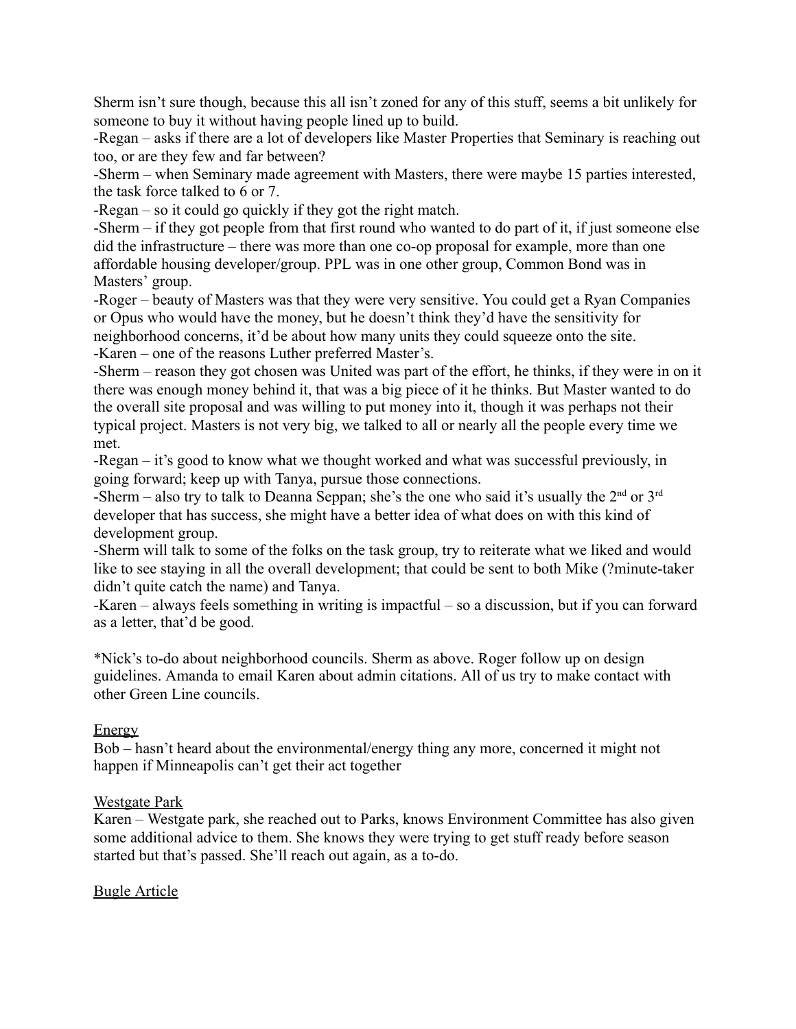Sherm isn't sure though, because this all isn't zoned for any of this stuff, seems a bit unlikely for someone to buy it without having people lined up to build.

-Regan – asks if there are a lot of developers like Master Properties that Seminary is reaching out too, or are they few and far between?

-Sherm – when Seminary made agreement with Masters, there were maybe 15 parties interested, the task force talked to 6 or 7.

-Regan – so it could go quickly if they got the right match.

-Sherm – if they got people from that first round who wanted to do part of it, if just someone else did the infrastructure – there was more than one co-op proposal for example, more than one affordable housing developer/group. PPL was in one other group, Common Bond was in Masters' group.

-Roger – beauty of Masters was that they were very sensitive. You could get a Ryan Companies or Opus who would have the money, but he doesn't think they'd have the sensitivity for neighborhood concerns, it'd be about how many units they could squeeze onto the site.

-Karen – one of the reasons Luther preferred Master's.

-Sherm – reason they got chosen was United was part of the effort, he thinks, if they were in on it there was enough money behind it, that was a big piece of it he thinks. But Master wanted to do the overall site proposal and was willing to put money into it, though it was perhaps not their typical project. Masters is not very big, we talked to all or nearly all the people every time we met.

-Regan – it's good to know what we thought worked and what was successful previously, in going forward; keep up with Tanya, pursue those connections.

-Sherm – also try to talk to Deanna Seppan; she's the one who said it's usually the 2nd or 3rd developer that has success, she might have a better idea of what does on with this kind of development group.

-Sherm will talk to some of the folks on the task group, try to reiterate what we liked and would like to see staying in all the overall development; that could be sent to both Mike (?minute-taker didn't quite catch the name) and Tanya.

-Karen – always feels something in writing is impactful – so a discussion, but if you can forward as a letter, that'd be good.

*Nick's to-do about neighborhood councils. Sherm as above. Roger follow up on design guidelines. Amanda to email Karen about admin citations. All of us try to make contact with other Green Line councils.

<u>Energy</u>

Bob – hasn't heard about the environmental/energy thing any more, concerned it might not happen if Minneapolis can't get their act together

<u>Westgate Park</u>

Karen – Westgate park, she reached out to Parks, knows Environment Committee has also given some additional advice to them. She knows they were trying to get stuff ready before season started but that's passed. She'll reach out again, as a to-do.

<u>Bugle Article</u>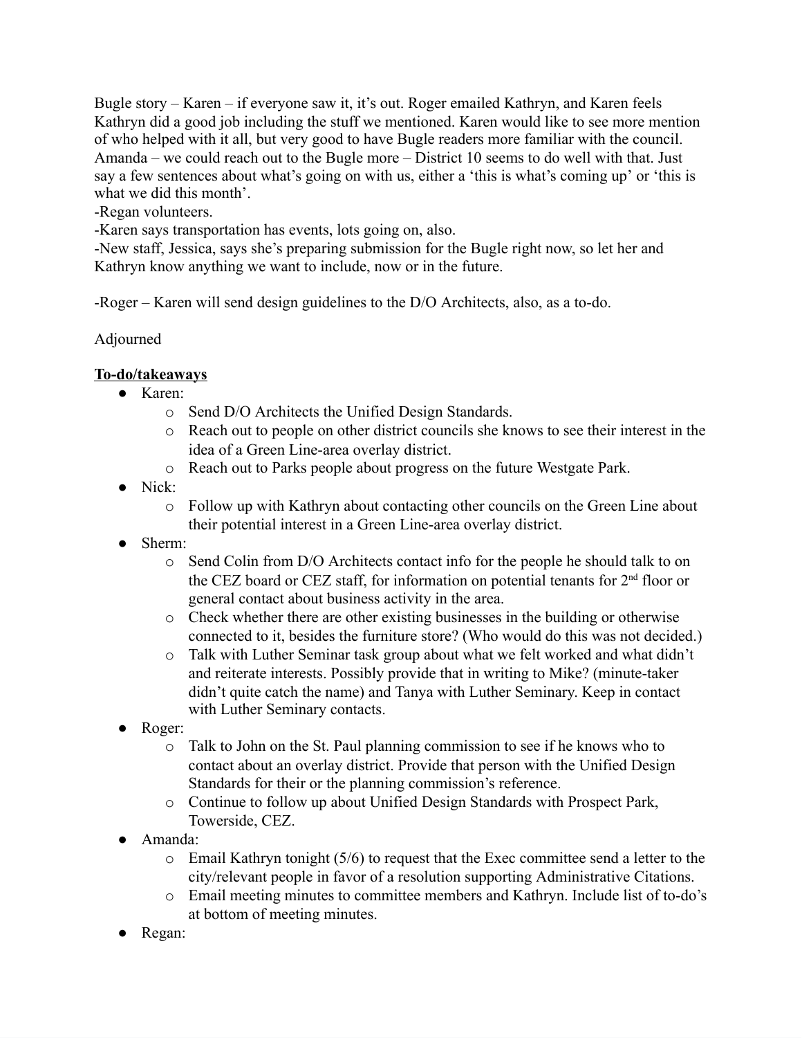Bugle story – Karen – if everyone saw it, it's out. Roger emailed Kathryn, and Karen feels Kathryn did a good job including the stuff we mentioned. Karen would like to see more mention of who helped with it all, but very good to have Bugle readers more familiar with the council. Amanda – we could reach out to the Bugle more – District 10 seems to do well with that. Just say a few sentences about what's going on with us, either a 'this is what's coming up' or 'this is what we did this month'.

-Regan volunteers.

-Karen says transportation has events, lots going on, also.

-New staff, Jessica, says she's preparing submission for the Bugle right now, so let her and Kathryn know anything we want to include, now or in the future.

-Roger – Karen will send design guidelines to the D/O Architects, also, as a to-do.

Adjourned

**To-do/takeaways**

- Karen:
  - Send D/O Architects the Unified Design Standards.
  - Reach out to people on other district councils she knows to see their interest in the idea of a Green Line-area overlay district.
  - Reach out to Parks people about progress on the future Westgate Park.
- Nick:
  - Follow up with Kathryn about contacting other councils on the Green Line about their potential interest in a Green Line-area overlay district.
- Sherm:
  - Send Colin from D/O Architects contact info for the people he should talk to on the CEZ board or CEZ staff, for information on potential tenants for 2nd floor or general contact about business activity in the area.
  - Check whether there are other existing businesses in the building or otherwise connected to it, besides the furniture store? (Who would do this was not decided.)
  - Talk with Luther Seminar task group about what we felt worked and what didn't and reiterate interests. Possibly provide that in writing to Mike? (minute-taker didn't quite catch the name) and Tanya with Luther Seminary. Keep in contact with Luther Seminary contacts.
- Roger:
  - Talk to John on the St. Paul planning commission to see if he knows who to contact about an overlay district. Provide that person with the Unified Design Standards for their or the planning commission's reference.
  - Continue to follow up about Unified Design Standards with Prospect Park, Towerside, CEZ.
- Amanda:
  - Email Kathryn tonight (5/6) to request that the Exec committee send a letter to the city/relevant people in favor of a resolution supporting Administrative Citations.
  - Email meeting minutes to committee members and Kathryn. Include list of to-do's at bottom of meeting minutes.
- Regan: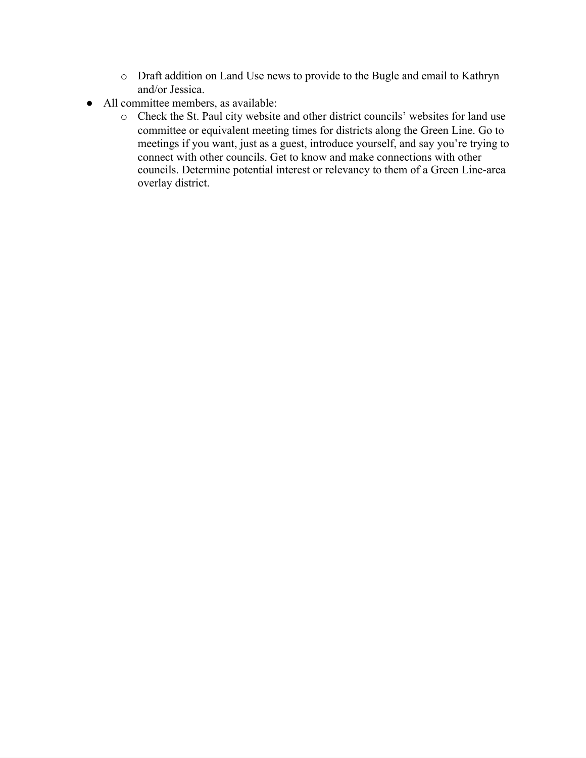- Draft addition on Land Use news to provide to the Bugle and email to Kathryn and/or Jessica.
- All committee members, as available:
    - Check the St. Paul city website and other district councils' websites for land use committee or equivalent meeting times for districts along the Green Line. Go to meetings if you want, just as a guest, introduce yourself, and say you're trying to connect with other councils. Get to know and make connections with other councils. Determine potential interest or relevancy to them of a Green Line-area overlay district.